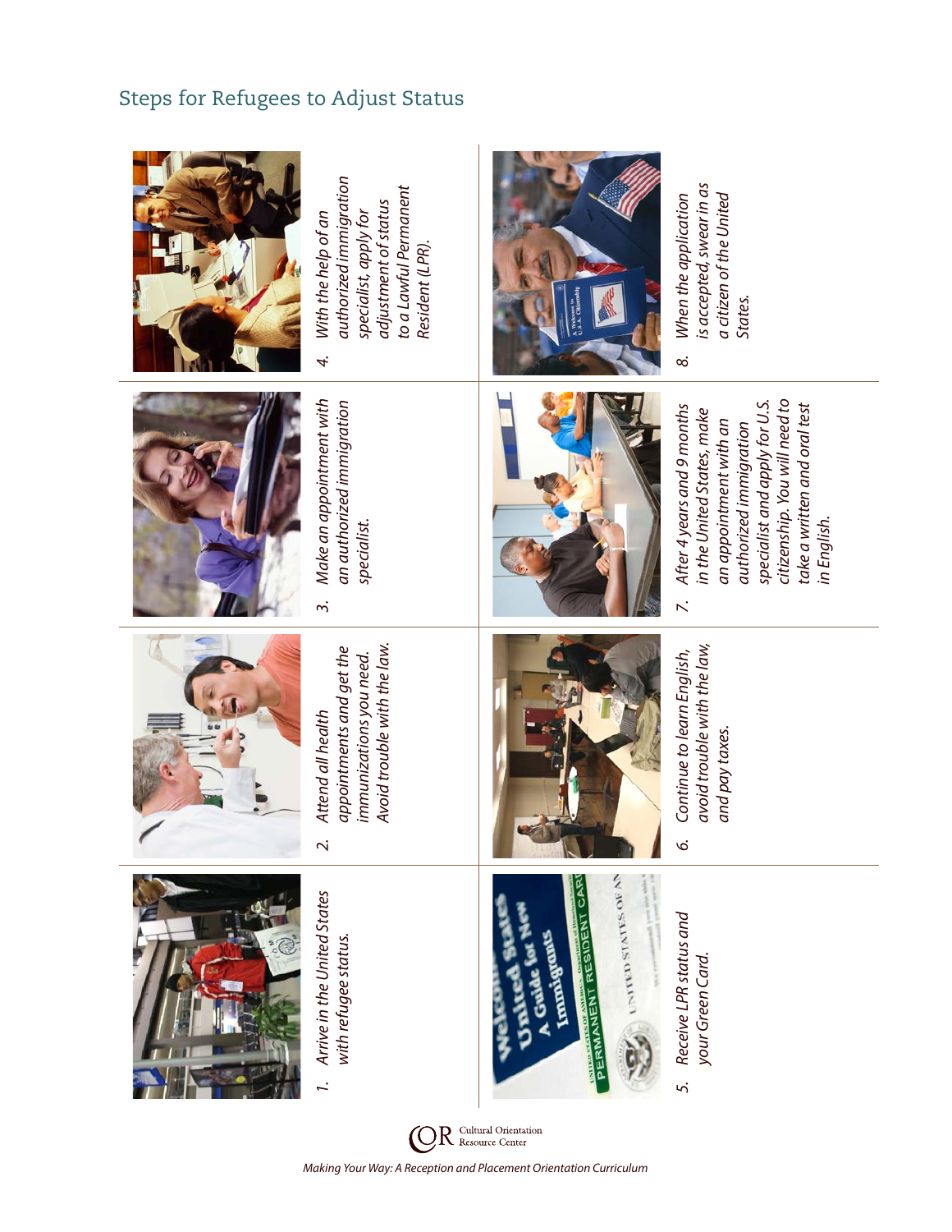## Steps for Refugees to Adjust Status

1. *Arrive in the United States with refugee status.*
2. *Attend all health appointments and get the immunizations you need. Avoid trouble with the law.*
3. *Make an appointment with an authorized immigration specialist.*
4. *With the help of an authorized immigration specialist, apply for adjustment of status to a Lawful Permanent Resident (LPR).*
5. *Receive LPR status and your Green Card.*
6. *Continue to learn English, avoid trouble with the law, and pay taxes.*
7. *After 4 years and 9 months in the United States, make an appointment with an authorized immigration specialist and apply for U.S. citizenship. You will need to take a written and oral test in English.*
8. *When the application is accepted, swear in as a citizen of the United States.*

COR Cultural Orientation Resource Center

*Making Your Way: A Reception and Placement Orientation Curriculum*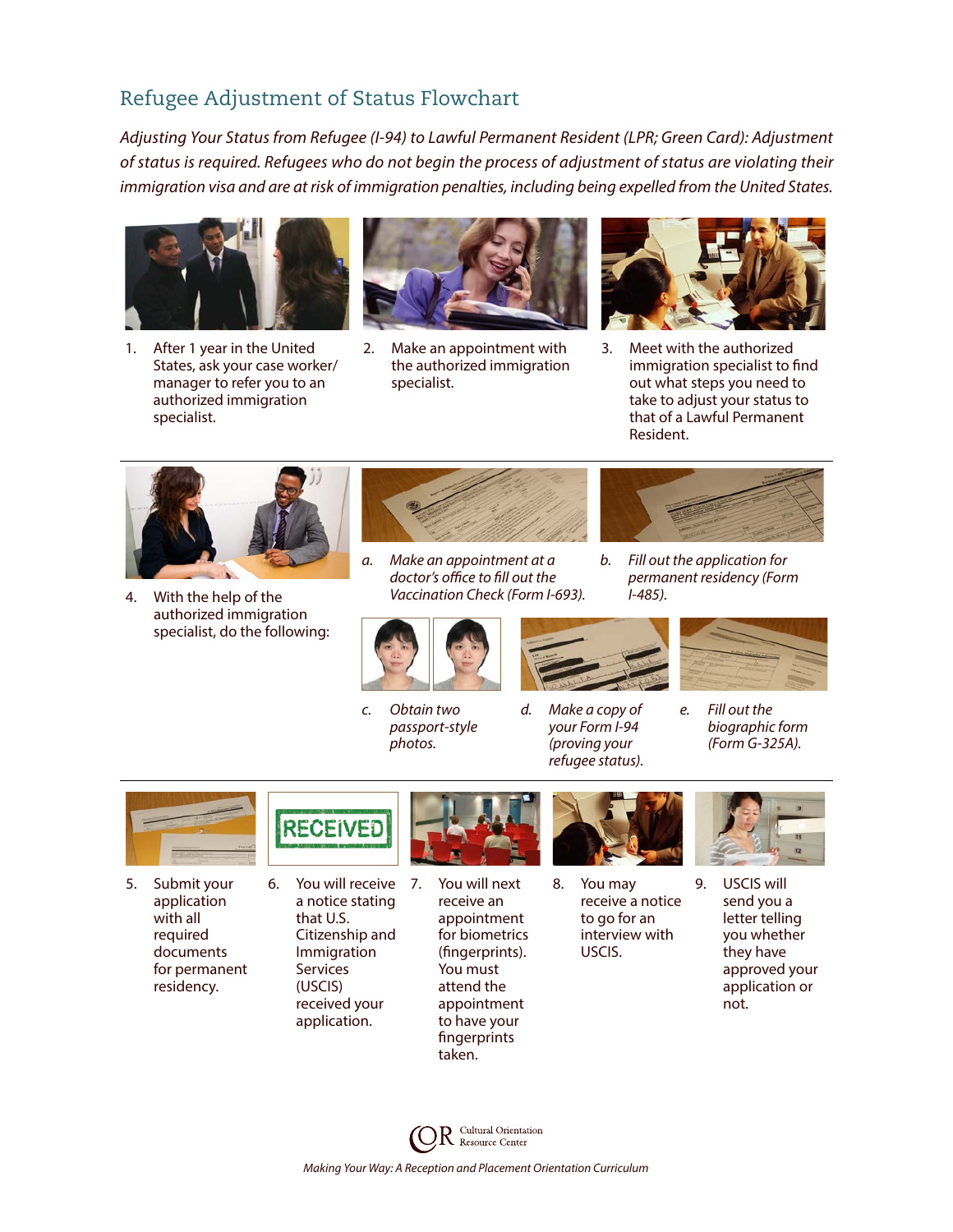## Refugee Adjustment of Status Flowchart

*Adjusting Your Status from Refugee (I-94) to Lawful Permanent Resident (LPR; Green Card): Adjustment of status is required. Refugees who do not begin the process of adjustment of status are violating their immigration visa and are at risk of immigration penalties, including being expelled from the United States.*

1. After 1 year in the United States, ask your case worker/manager to refer you to an authorized immigration specialist.
2. Make an appointment with the authorized immigration specialist.
3. Meet with the authorized immigration specialist to find out what steps you need to take to adjust your status to that of a Lawful Permanent Resident.
4. With the help of the authorized immigration specialist, do the following:
   - a. *Make an appointment at a doctor's office to fill out the Vaccination Check (Form I-693).*
   - b. *Fill out the application for permanent residency (Form I-485).*
   - c. *Obtain two passport-style photos.*
   - d. *Make a copy of your Form I-94 (proving your refugee status).*
   - e. *Fill out the biographic form (Form G-325A).*
5. Submit your application with all required documents for permanent residency.
6. You will receive a notice stating that U.S. Citizenship and Immigration Services (USCIS) received your application.
7. You will next receive an appointment for biometrics (fingerprints). You must attend the appointment to have your fingerprints taken.
8. You may receive a notice to go for an interview with USCIS.
9. USCIS will send you a letter telling you whether they have approved your application or not.

COR Cultural Orientation Resource Center

*Making Your Way: A Reception and Placement Orientation Curriculum*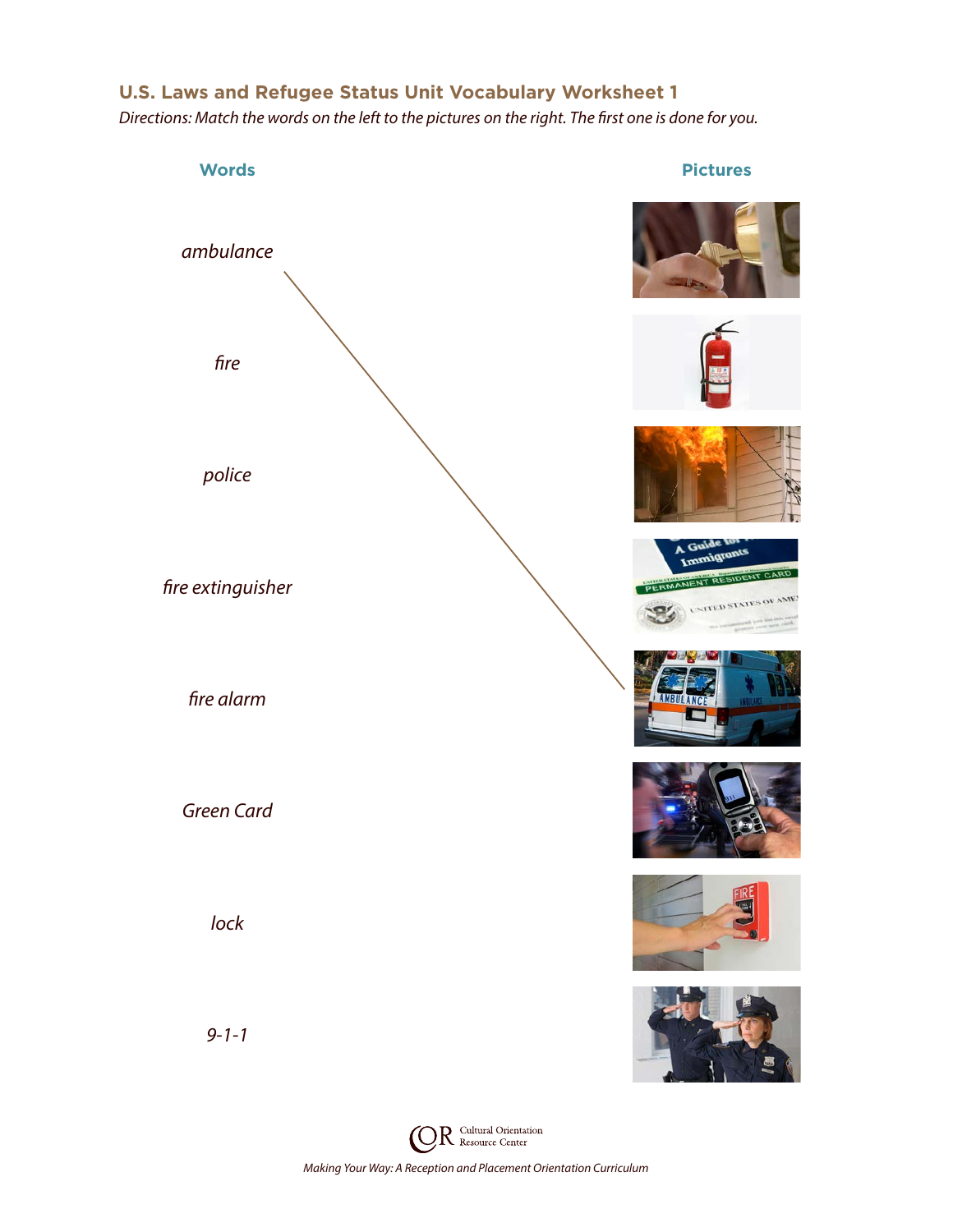## U.S. Laws and Refugee Status Unit Vocabulary Worksheet 1

*Directions: Match the words on the left to the pictures on the right. The first one is done for you.*

**Words**

*ambulance*

*fire*

*police*

*fire extinguisher*

*fire alarm*

*Green Card*

*lock*

*9-1-1*

**Pictures**

Making Your Way: A Reception and Placement Orientation Curriculum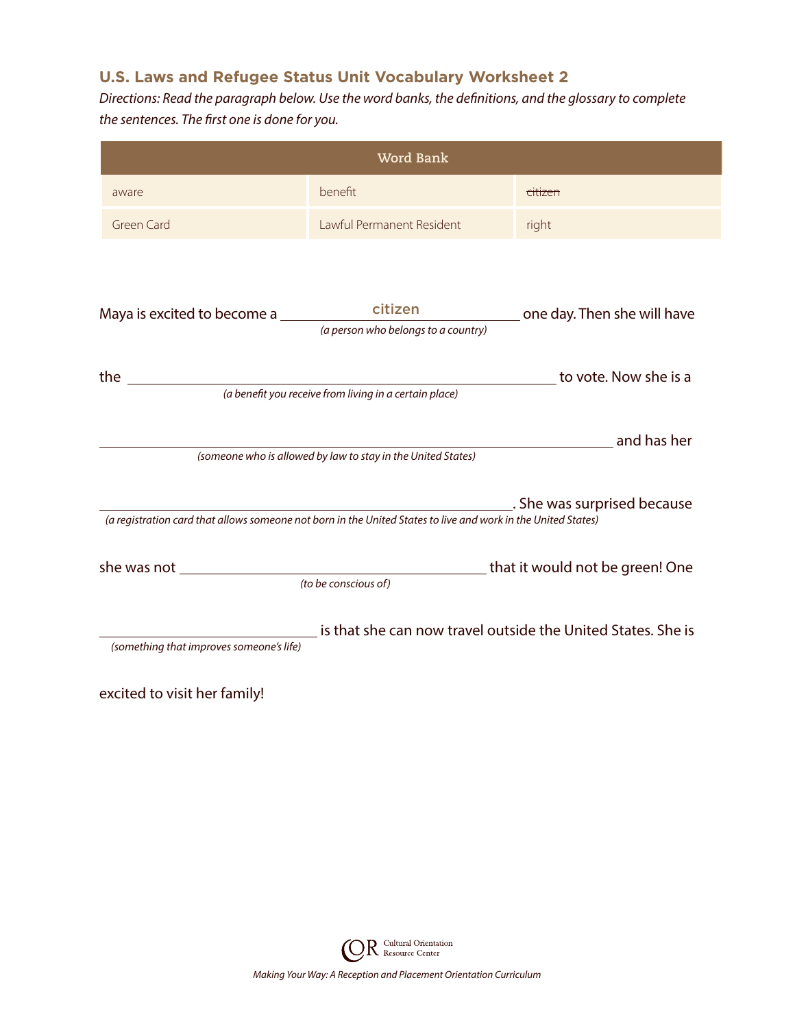## U.S. Laws and Refugee Status Unit Vocabulary Worksheet 2

*Directions: Read the paragraph below. Use the word banks, the definitions, and the glossary to complete the sentences. The first one is done for you.*

| Word Bank | | |
|---|---|---|
| aware | benefit | ~~citizen~~ |
| Green Card | Lawful Permanent Resident | right |

Maya is excited to become a ___citizen___ *(a person who belongs to a country)* one day. Then she will have the ______________________ *(a benefit you receive from living in a certain place)* to vote. Now she is a ______________________ *(someone who is allowed by law to stay in the United States)* and has her ______________________ *(a registration card that allows someone not born in the United States to live and work in the United States)*. She was surprised because she was not ______________________ *(to be conscious of)* that it would not be green! One ______________________ *(something that improves someone's life)* is that she can now travel outside the United States. She is excited to visit her family!

Cultural Orientation Resource Center

*Making Your Way: A Reception and Placement Orientation Curriculum*